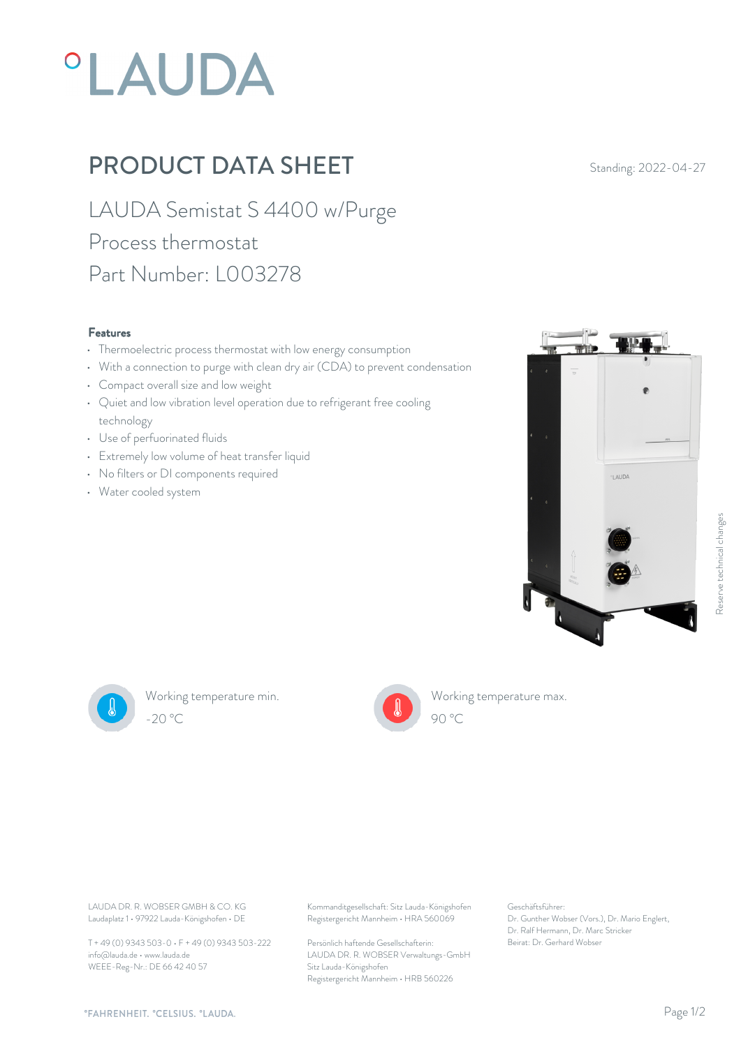°LAUDA

# PRODUCT DATA SHEET

Standing: 2022-04-27

## LAUDA Semistat S 4400 w/Purge

Process thermostat

Part Number: L003278

### Features

- Thermoelectric process thermostat with low energy consumption
- With a connection to purge with clean dry air (CDA) to prevent condensation
- Compact overall size and low weight
- Quiet and low vibration level operation due to refrigerant free cooling technology
- Use of perfuorinated fluids
- Extremely low volume of heat transfer liquid
- No filters or DI components required
- Water cooled system

Working temperature min.
-20 °C

Working temperature max.
90 °C

Reserve technical changes

LAUDA DR. R. WOBSER GMBH & CO. KG
Laudaplatz 1 • 97922 Lauda-Königshofen • DE

T + 49 (0) 9343 503-0 • F + 49 (0) 9343 503-222
info@lauda.de • www.lauda.de
WEEE-Reg-Nr.: DE 66 42 40 57

Kommanditgesellschaft: Sitz Lauda-Königshofen
Registergericht Mannheim • HRA 560069

Persönlich haftende Gesellschafterin:
LAUDA DR. R. WOBSER Verwaltungs-GmbH
Sitz Lauda-Königshofen
Registergericht Mannheim • HRB 560226

Geschäftsführer:
Dr. Gunther Wobser (Vors.), Dr. Mario Englert, Dr. Ralf Hermann, Dr. Marc Stricker
Beirat: Dr. Gerhard Wobser

°FAHRENHEIT. °CELSIUS. °LAUDA.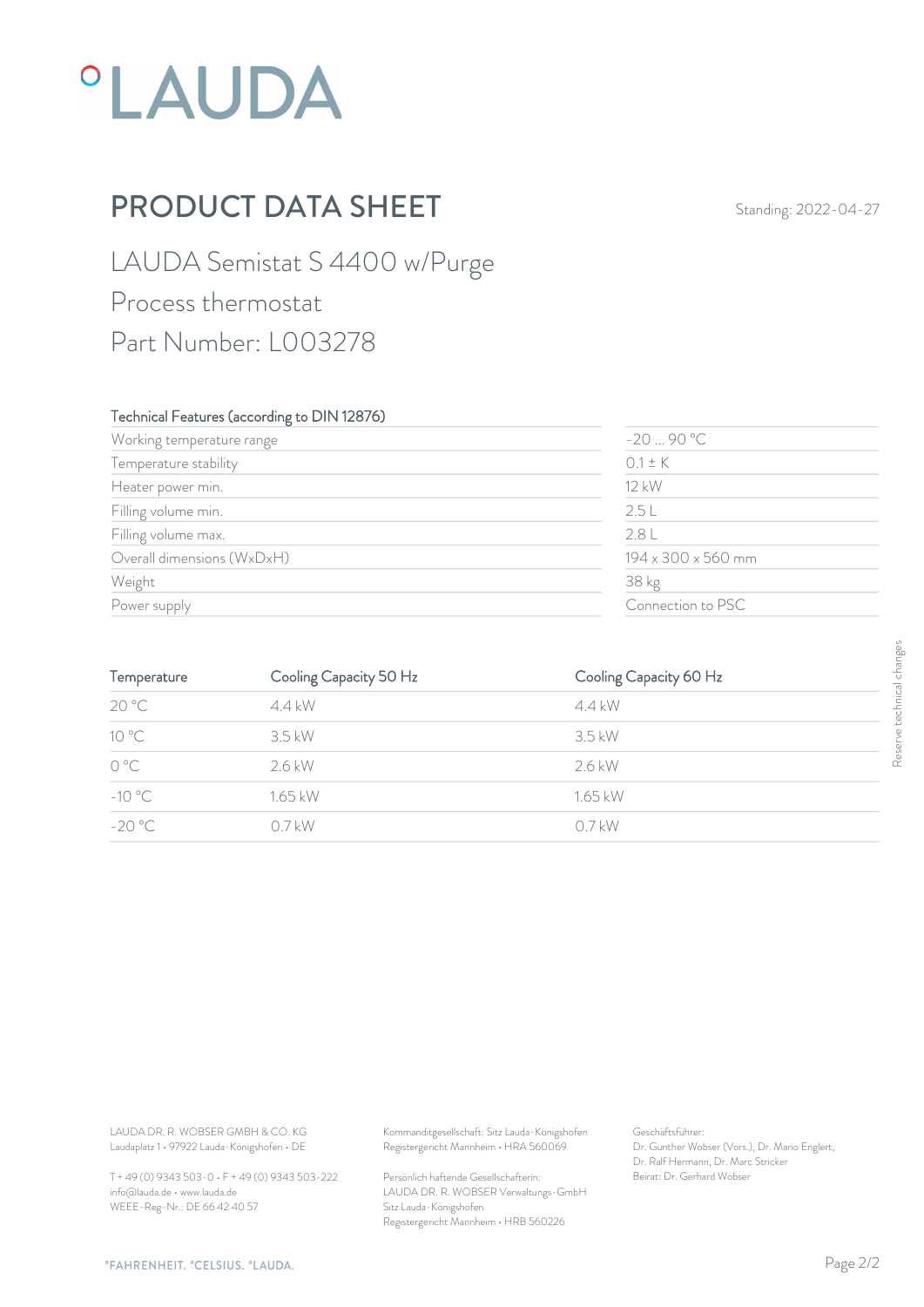# °LAUDA

## PRODUCT DATA SHEET

Standing: 2022-04-27

LAUDA Semistat S 4400 w/Purge

Process thermostat

Part Number: L003278

| Technical Features (according to DIN 12876) | |
|---|---|
| Working temperature range | -20 ... 90 °C |
| Temperature stability | 0.1 ± K |
| Heater power min. | 12 kW |
| Filling volume min. | 2.5 L |
| Filling volume max. | 2.8 L |
| Overall dimensions (WxDxH) | 194 x 300 x 560 mm |
| Weight | 38 kg |
| Power supply | Connection to PSC |

| Temperature | Cooling Capacity 50 Hz | Cooling Capacity 60 Hz |
|---|---|---|
| 20 °C | 4.4 kW | 4.4 kW |
| 10 °C | 3.5 kW | 3.5 kW |
| 0 °C | 2.6 kW | 2.6 kW |
| -10 °C | 1.65 kW | 1.65 kW |
| -20 °C | 0.7 kW | 0.7 kW |

Reserve technical changes

LAUDA DR. R. WOBSER GMBH & CO. KG
Laudaplatz 1 • 97922 Lauda-Königshofen • DE

T + 49 (0) 9343 503-0 • F + 49 (0) 9343 503-222
info@lauda.de • www.lauda.de
WEEE-Reg-Nr.: DE 66 42 40 57

Kommanditgesellschaft: Sitz Lauda-Königshofen
Registergericht Mannheim • HRA 560069

Persönlich haftende Gesellschafterin:
LAUDA DR. R. WOBSER Verwaltungs-GmbH
Sitz Lauda-Königshofen
Registergericht Mannheim • HRB 560226

Geschäftsführer:
Dr. Gunther Wobser (Vors.), Dr. Mario Englert,
Dr. Ralf Hermann, Dr. Marc Stricker
Beirat: Dr. Gerhard Wobser

°FAHRENHEIT. °CELSIUS. °LAUDA.